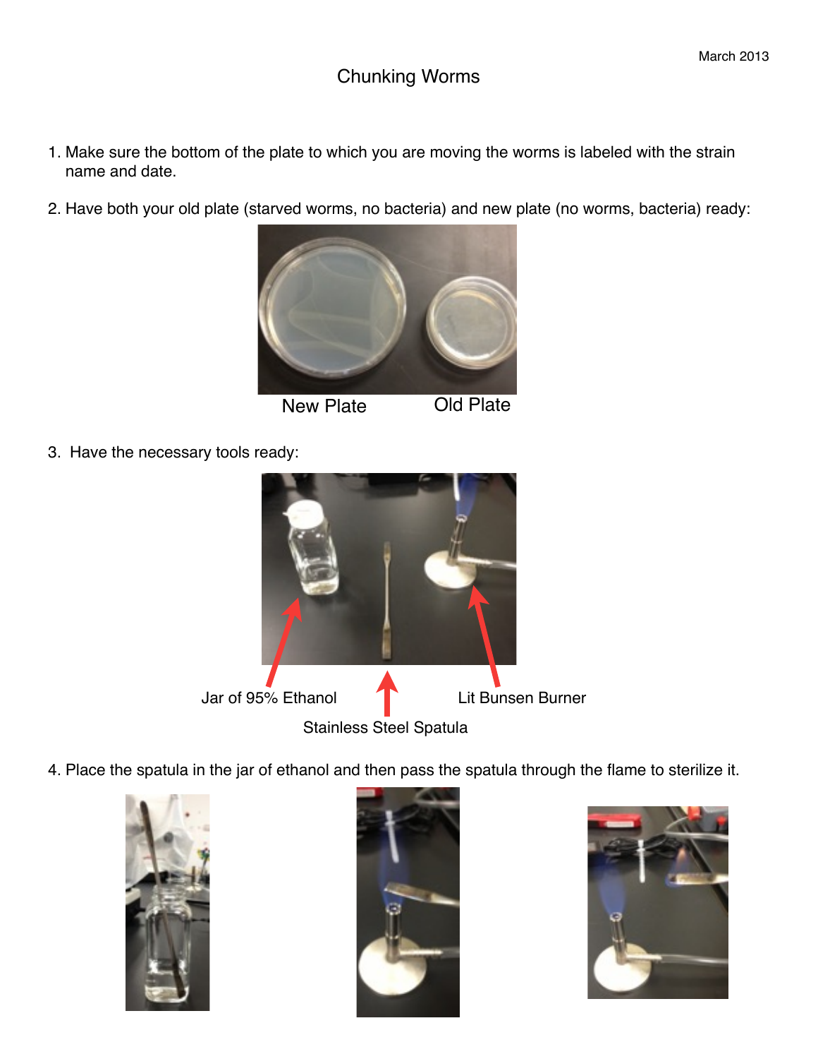March 2013

# Chunking Worms

1. Make sure the bottom of the plate to which you are moving the worms is labeled with the strain name and date.

2. Have both your old plate (starved worms, no bacteria) and new plate (no worms, bacteria) ready:

New Plate Old Plate

3. Have the necessary tools ready:

Jar of 95% Ethanol

Stainless Steel Spatula

Lit Bunsen Burner

4. Place the spatula in the jar of ethanol and then pass the spatula through the flame to sterilize it.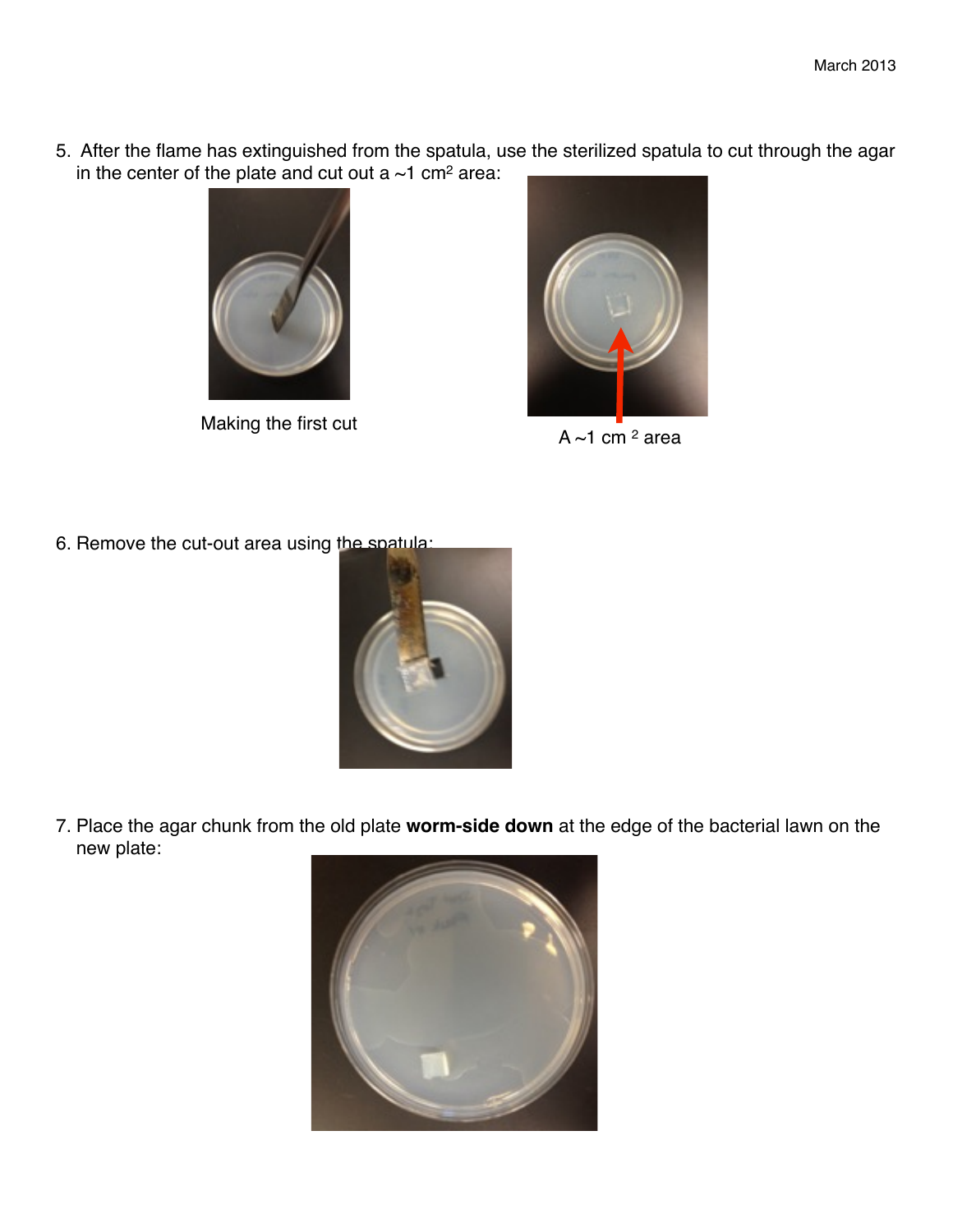5. After the flame has extinguished from the spatula, use the sterilized spatula to cut through the agar in the center of the plate and cut out a ~1 $cm^2$ area:

Making the first cut

A ~1 $cm^2$ area

6. Remove the cut-out area using the spatula:

7. Place the agar chunk from the old plate **worm-side down** at the edge of the bacterial lawn on the new plate: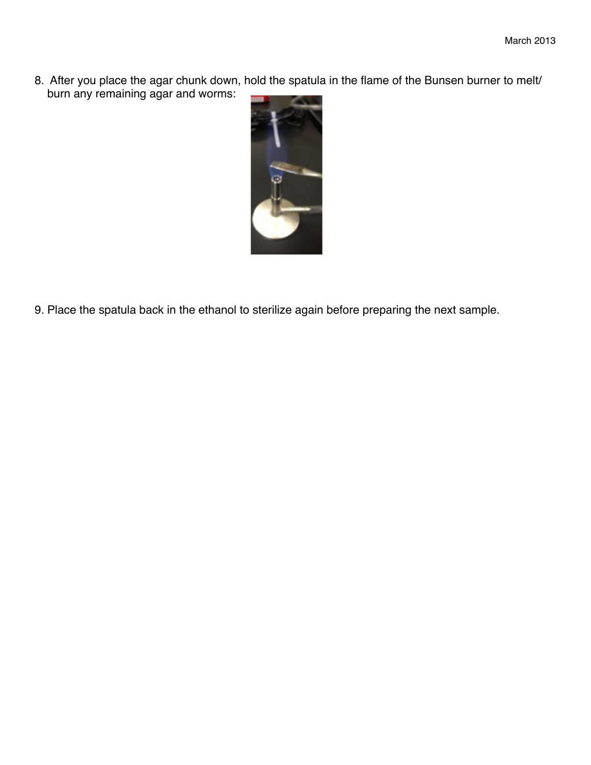8. After you place the agar chunk down, hold the spatula in the flame of the Bunsen burner to melt/burn any remaining agar and worms:

9. Place the spatula back in the ethanol to sterilize again before preparing the next sample.